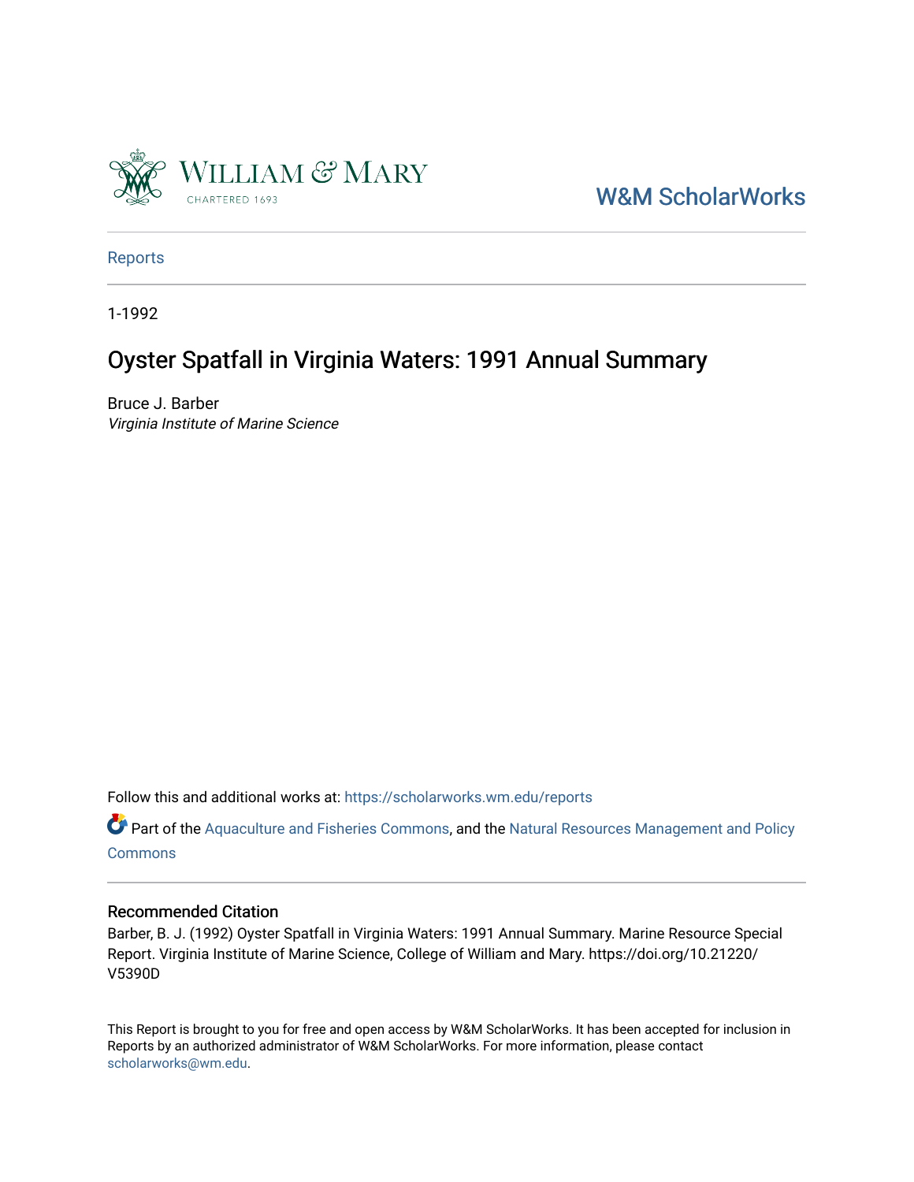W&M ScholarWorks

Reports

1-1992

# Oyster Spatfall in Virginia Waters: 1991 Annual Summary

Bruce J. Barber
*Virginia Institute of Marine Science*

Follow this and additional works at: https://scholarworks.wm.edu/reports

Part of the Aquaculture and Fisheries Commons, and the Natural Resources Management and Policy Commons

### Recommended Citation

Barber, B. J. (1992) Oyster Spatfall in Virginia Waters: 1991 Annual Summary. Marine Resource Special Report. Virginia Institute of Marine Science, College of William and Mary. https://doi.org/10.21220/V5390D

This Report is brought to you for free and open access by W&M ScholarWorks. It has been accepted for inclusion in Reports by an authorized administrator of W&M ScholarWorks. For more information, please contact scholarworks@wm.edu.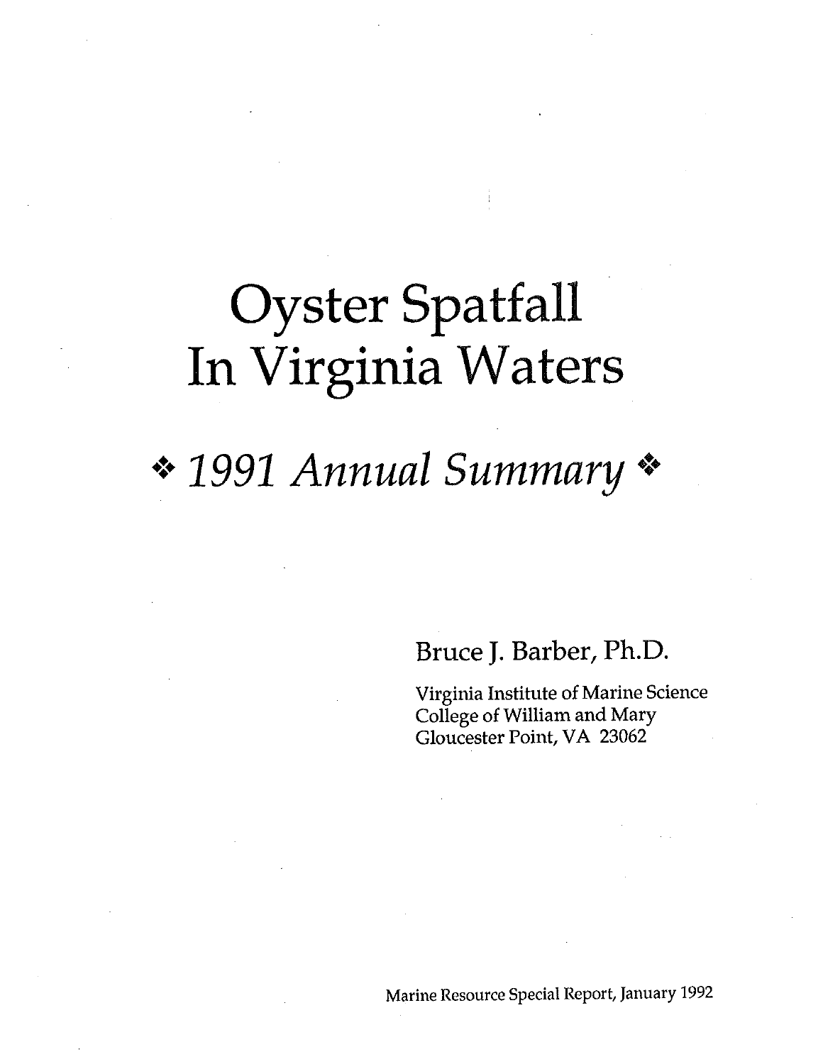# Oyster Spatfall In Virginia Waters

## ❖ *1991 Annual Summary* ❖

Bruce J. Barber, Ph.D.

Virginia Institute of Marine Science
College of William and Mary
Gloucester Point, VA 23062

Marine Resource Special Report, January 1992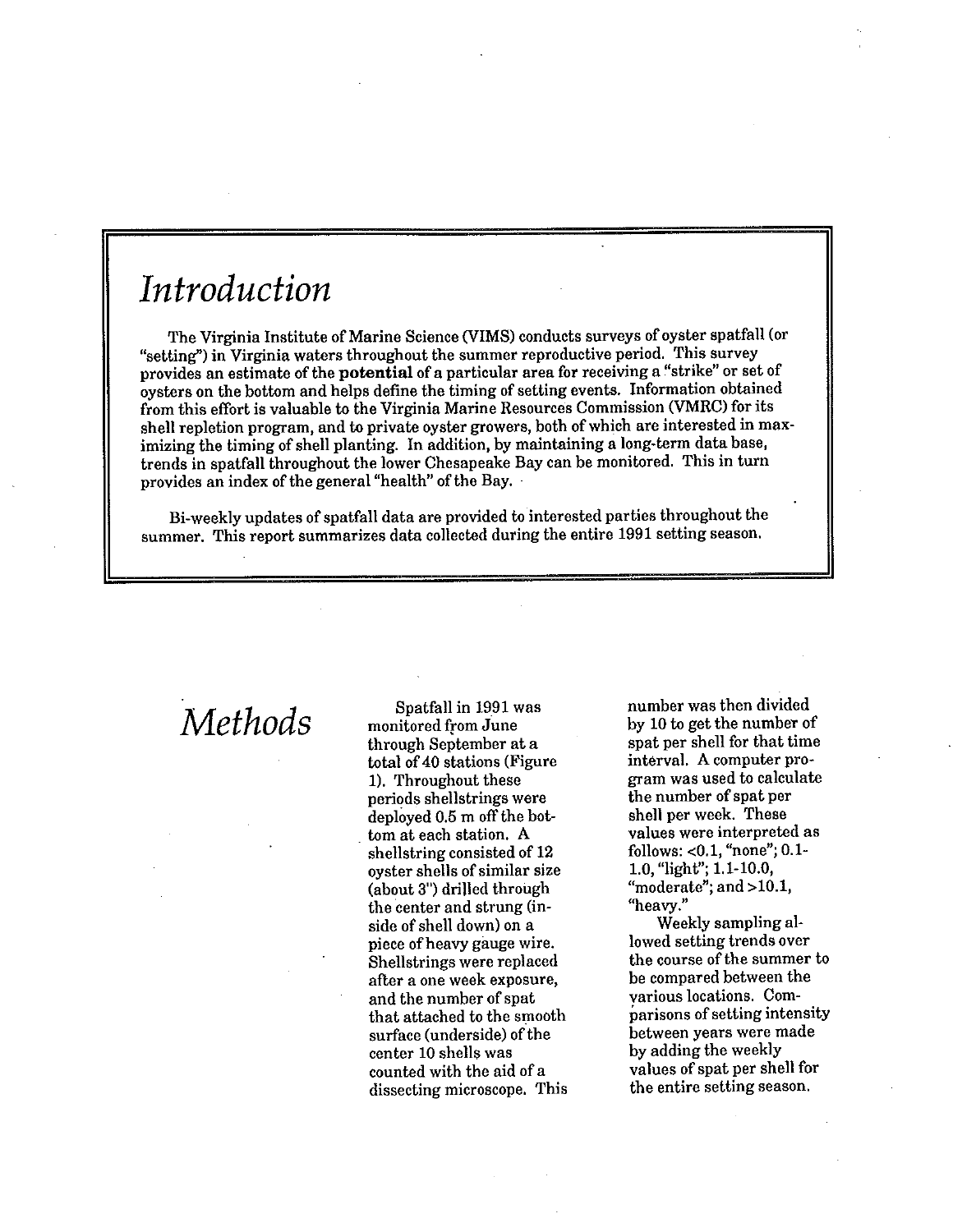# Introduction

The Virginia Institute of Marine Science (VIMS) conducts surveys of oyster spatfall (or "setting") in Virginia waters throughout the summer reproductive period. This survey provides an estimate of the **potential** of a particular area for receiving a "strike" or set of oysters on the bottom and helps define the timing of setting events. Information obtained from this effort is valuable to the Virginia Marine Resources Commission (VMRC) for its shell repletion program, and to private oyster growers, both of which are interested in maximizing the timing of shell planting. In addition, by maintaining a long-term data base, trends in spatfall throughout the lower Chesapeake Bay can be monitored. This in turn provides an index of the general "health" of the Bay.

Bi-weekly updates of spatfall data are provided to interested parties throughout the summer. This report summarizes data collected during the entire 1991 setting season.

# Methods

Spatfall in 1991 was monitored from June through September at a total of 40 stations (Figure 1). Throughout these periods shellstrings were deployed 0.5 m off the bottom at each station. A shellstring consisted of 12 oyster shells of similar size (about 3") drilled through the center and strung (inside of shell down) on a piece of heavy gauge wire. Shellstrings were replaced after a one week exposure, and the number of spat that attached to the smooth surface (underside) of the center 10 shells was counted with the aid of a dissecting microscope. This number was then divided by 10 to get the number of spat per shell for that time interval. A computer program was used to calculate the number of spat per shell per week. These values were interpreted as follows: <0.1, "none"; 0.1-1.0, "light"; 1.1-10.0, "moderate"; and >10.1, "heavy."

Weekly sampling allowed setting trends over the course of the summer to be compared between the various locations. Comparisons of setting intensity between years were made by adding the weekly values of spat per shell for the entire setting season.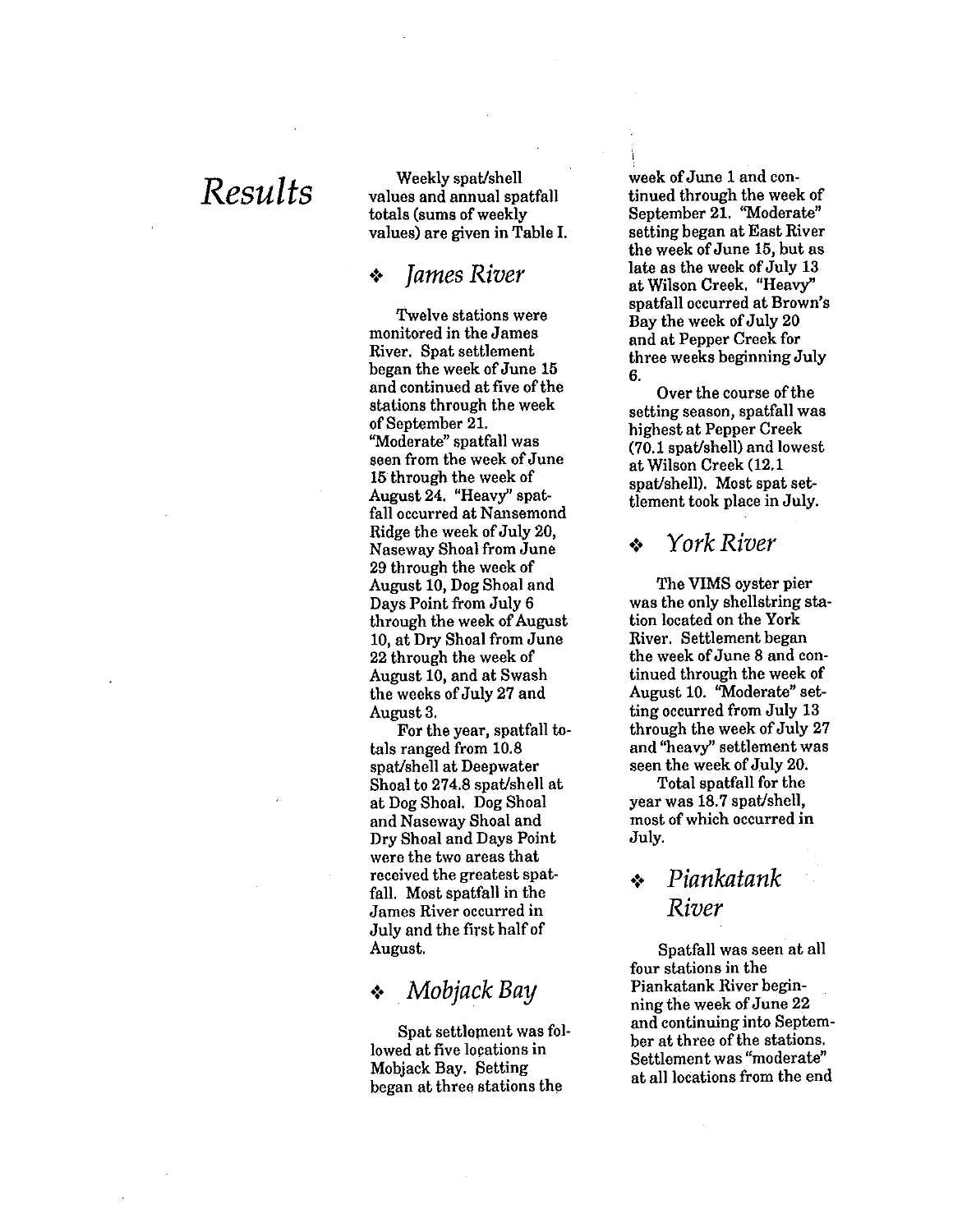# Results

Weekly spat/shell values and annual spatfall totals (sums of weekly values) are given in Table I.

## James River

Twelve stations were monitored in the James River. Spat settlement began the week of June 15 and continued at five of the stations through the week of September 21. "Moderate" spatfall was seen from the week of June 15 through the week of August 24. "Heavy" spatfall occurred at Nansemond Ridge the week of July 20, Naseway Shoal from June 29 through the week of August 10, Dog Shoal and Days Point from July 6 through the week of August 10, at Dry Shoal from June 22 through the week of August 10, and at Swash the weeks of July 27 and August 3.

For the year, spatfall totals ranged from 10.8 spat/shell at Deepwater Shoal to 274.8 spat/shell at at Dog Shoal. Dog Shoal and Naseway Shoal and Dry Shoal and Days Point were the two areas that received the greatest spatfall. Most spatfall in the James River occurred in July and the first half of August.

## Mobjack Bay

Spat settlement was followed at five locations in Mobjack Bay. Setting began at three stations the week of June 1 and continued through the week of September 21. "Moderate" setting began at East River the week of June 15, but as late as the week of July 13 at Wilson Creek. "Heavy" spatfall occurred at Brown's Bay the week of July 20 and at Pepper Creek for three weeks beginning July 6.

Over the course of the setting season, spatfall was highest at Pepper Creek (70.1 spat/shell) and lowest at Wilson Creek (12.1 spat/shell). Most spat settlement took place in July.

## York River

The VIMS oyster pier was the only shellstring station located on the York River. Settlement began the week of June 8 and continued through the week of August 10. "Moderate" setting occurred from July 13 through the week of July 27 and "heavy" settlement was seen the week of July 20.

Total spatfall for the year was 18.7 spat/shell, most of which occurred in July.

## Piankatank River

Spatfall was seen at all four stations in the Piankatank River beginning the week of June 22 and continuing into September at three of the stations. Settlement was "moderate" at all locations from the end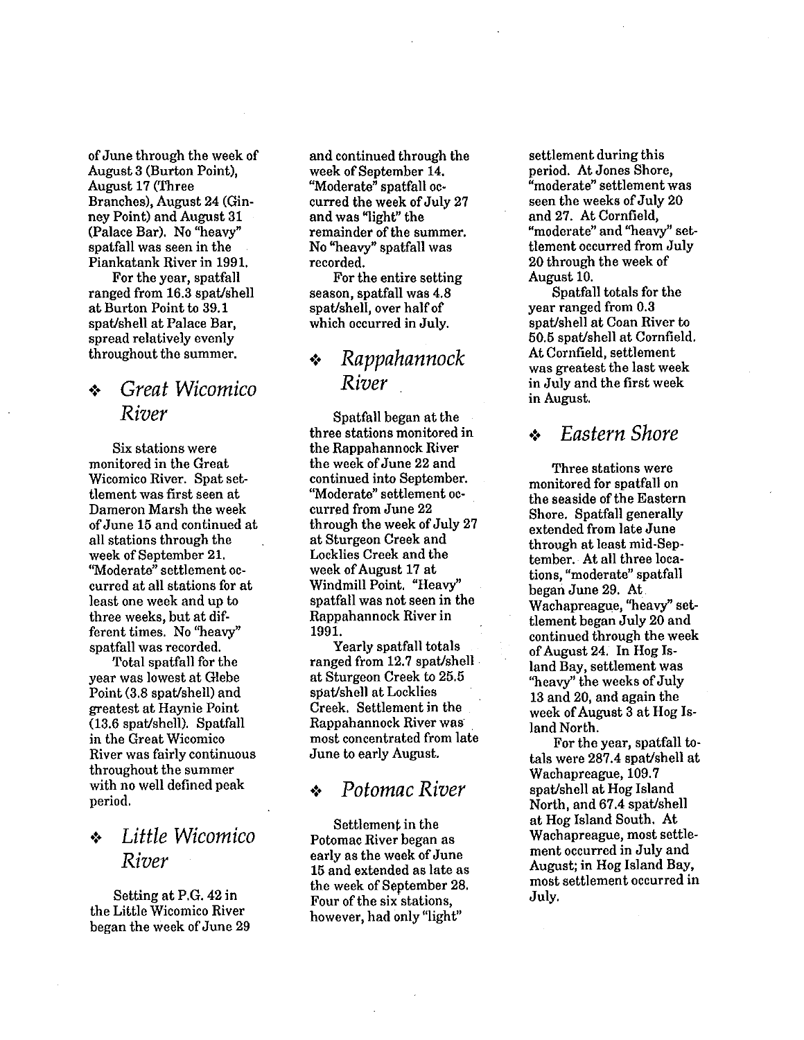of June through the week of August 3 (Burton Point), August 17 (Three Branches), August 24 (Ginney Point) and August 31 (Palace Bar). No "heavy" spatfall was seen in the Piankatank River in 1991.

For the year, spatfall ranged from 16.3 spat/shell at Burton Point to 39.1 spat/shell at Palace Bar, spread relatively evenly throughout the summer.

## ❖ *Great Wicomico River*

Six stations were monitored in the Great Wicomico River. Spat settlement was first seen at Dameron Marsh the week of June 15 and continued at all stations through the week of September 21. "Moderate" settlement occurred at all stations for at least one week and up to three weeks, but at different times. No "heavy" spatfall was recorded.

Total spatfall for the year was lowest at Glebe Point (3.8 spat/shell) and greatest at Haynie Point (13.6 spat/shell). Spatfall in the Great Wicomico River was fairly continuous throughout the summer with no well defined peak period.

## ❖ *Little Wicomico River*

Setting at P.G. 42 in the Little Wicomico River began the week of June 29 and continued through the week of September 14. "Moderate" spatfall occurred the week of July 27 and was "light" the remainder of the summer. No "heavy" spatfall was recorded.

For the entire setting season, spatfall was 4.8 spat/shell, over half of which occurred in July.

## ❖ *Rappahannock River*

Spatfall began at the three stations monitored in the Rappahannock River the week of June 22 and continued into September. "Moderate" settlement occurred from June 22 through the week of July 27 at Sturgeon Creek and Locklies Creek and the week of August 17 at Windmill Point. "Heavy" spatfall was not seen in the Rappahannock River in 1991.

Yearly spatfall totals ranged from 12.7 spat/shell at Sturgeon Creek to 25.5 spat/shell at Locklies Creek. Settlement in the Rappahannock River was most concentrated from late June to early August.

## ❖ *Potomac River*

Settlement in the Potomac River began as early as the week of June 15 and extended as late as the week of September 28. Four of the six stations, however, had only "light" settlement during this period. At Jones Shore, "moderate" settlement was seen the weeks of July 20 and 27. At Cornfield, "moderate" and "heavy" settlement occurred from July 20 through the week of August 10.

Spatfall totals for the year ranged from 0.3 spat/shell at Coan River to 50.5 spat/shell at Cornfield. At Cornfield, settlement was greatest the last week in July and the first week in August.

## ❖ *Eastern Shore*

Three stations were monitored for spatfall on the seaside of the Eastern Shore. Spatfall generally extended from late June through at least mid-September. At all three locations, "moderate" spatfall began June 29. At Wachapreague, "heavy" settlement began July 20 and continued through the week of August 24. In Hog Island Bay, settlement was "heavy" the weeks of July 13 and 20, and again the week of August 3 at Hog Island North.

For the year, spatfall totals were 287.4 spat/shell at Wachapreague, 109.7 spat/shell at Hog Island North, and 67.4 spat/shell at Hog Island South. At Wachapreague, most settlement occurred in July and August; in Hog Island Bay, most settlement occurred in July.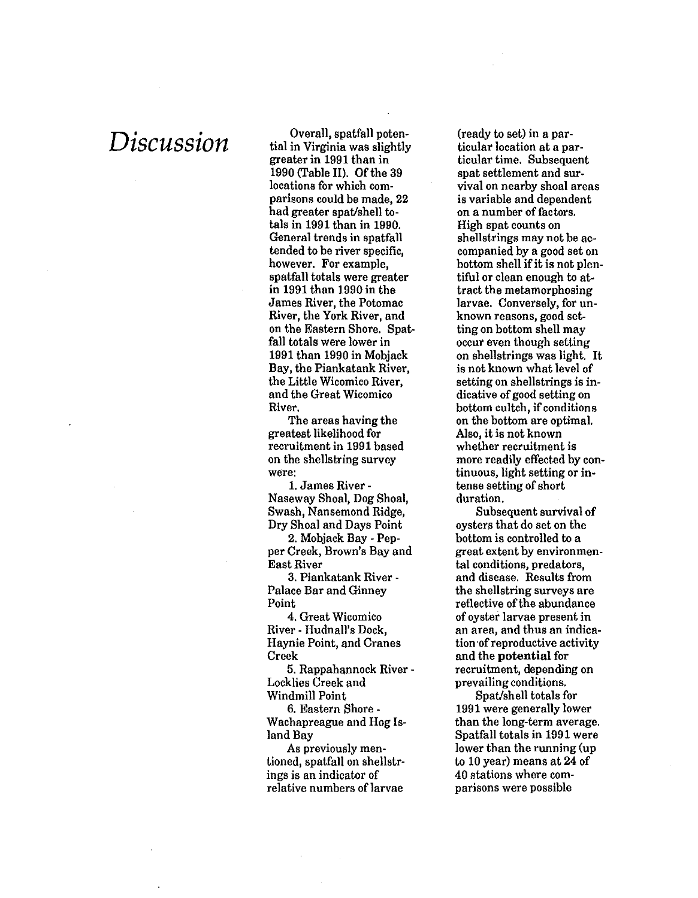# Discussion

Overall, spatfall potential in Virginia was slightly greater in 1991 than in 1990 (Table II). Of the 39 locations for which comparisons could be made, 22 had greater spat/shell totals in 1991 than in 1990. General trends in spatfall tended to be river specific, however. For example, spatfall totals were greater in 1991 than 1990 in the James River, the Potomac River, the York River, and on the Eastern Shore. Spatfall totals were lower in 1991 than 1990 in Mobjack Bay, the Piankatank River, the Little Wicomico River, and the Great Wicomico River.

The areas having the greatest likelihood for recruitment in 1991 based on the shellstring survey were:

1. James River - Naseway Shoal, Dog Shoal, Swash, Nansemond Ridge, Dry Shoal and Days Point
2. Mobjack Bay - Pepper Creek, Brown's Bay and East River
3. Piankatank River - Palace Bar and Ginney Point
4. Great Wicomico River - Hudnall's Dock, Haynie Point, and Cranes Creek
5. Rappahannock River - Locklies Creek and Windmill Point
6. Eastern Shore - Wachapreague and Hog Island Bay

As previously mentioned, spatfall on shellstrings is an indicator of relative numbers of larvae (ready to set) in a particular location at a particular time. Subsequent spat settlement and survival on nearby shoal areas is variable and dependent on a number of factors. High spat counts on shellstrings may not be accompanied by a good set on bottom shell if it is not plentiful or clean enough to attract the metamorphosing larvae. Conversely, for unknown reasons, good setting on bottom shell may occur even though setting on shellstrings was light. It is not known what level of setting on shellstrings is indicative of good setting on bottom cultch, if conditions on the bottom are optimal. Also, it is not known whether recruitment is more readily effected by continuous, light setting or intense setting of short duration.

Subsequent survival of oysters that do set on the bottom is controlled to a great extent by environmental conditions, predators, and disease. Results from the shellstring surveys are reflective of the abundance of oyster larvae present in an area, and thus an indication of reproductive activity and the **potential** for recruitment, depending on prevailing conditions.

Spat/shell totals for 1991 were generally lower than the long-term average. Spatfall totals in 1991 were lower than the running (up to 10 year) means at 24 of 40 stations where comparisons were possible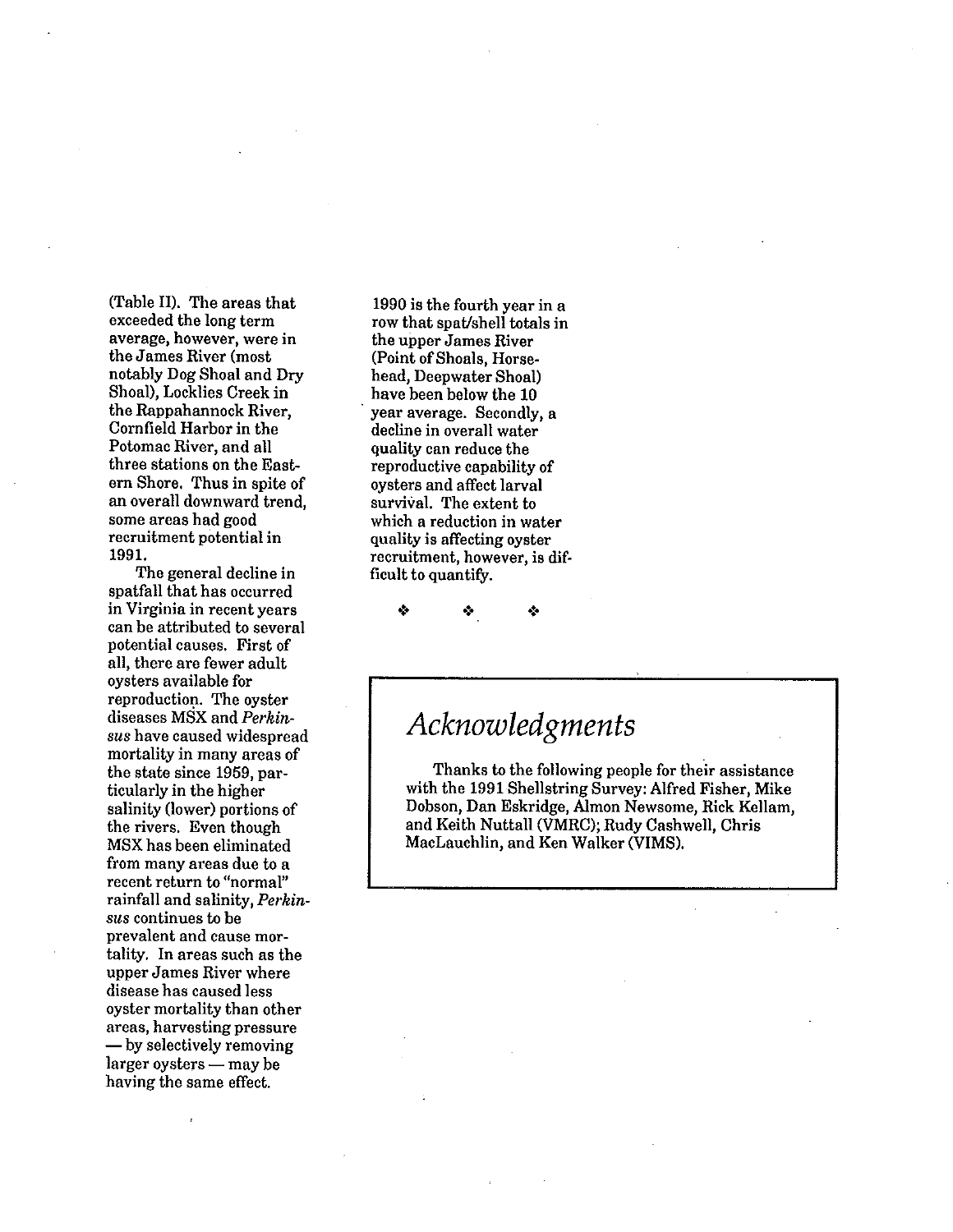(Table II). The areas that exceeded the long term average, however, were in the James River (most notably Dog Shoal and Dry Shoal), Locklies Creek in the Rappahannock River, Cornfield Harbor in the Potomac River, and all three stations on the Eastern Shore. Thus in spite of an overall downward trend, some areas had good recruitment potential in 1991.

The general decline in spatfall that has occurred in Virginia in recent years can be attributed to several potential causes. First of all, there are fewer adult oysters available for reproduction. The oyster diseases MSX and *Perkinsus* have caused widespread mortality in many areas of the state since 1959, particularly in the higher salinity (lower) portions of the rivers. Even though MSX has been eliminated from many areas due to a recent return to "normal" rainfall and salinity, *Perkinsus* continues to be prevalent and cause mortality. In areas such as the upper James River where disease has caused less oyster mortality than other areas, harvesting pressure — by selectively removing larger oysters — may be having the same effect. 1990 is the fourth year in a row that spat/shell totals in the upper James River (Point of Shoals, Horsehead, Deepwater Shoal) have been below the 10 year average. Secondly, a decline in overall water quality can reduce the reproductive capability of oysters and affect larval survival. The extent to which a reduction in water quality is affecting oyster recruitment, however, is difficult to quantify.

❖ ❖ ❖

## *Acknowledgments*

Thanks to the following people for their assistance with the 1991 Shellstring Survey: Alfred Fisher, Mike Dobson, Dan Eskridge, Almon Newsome, Rick Kellam, and Keith Nuttall (VMRC); Rudy Cashwell, Chris MacLauchlin, and Ken Walker (VIMS).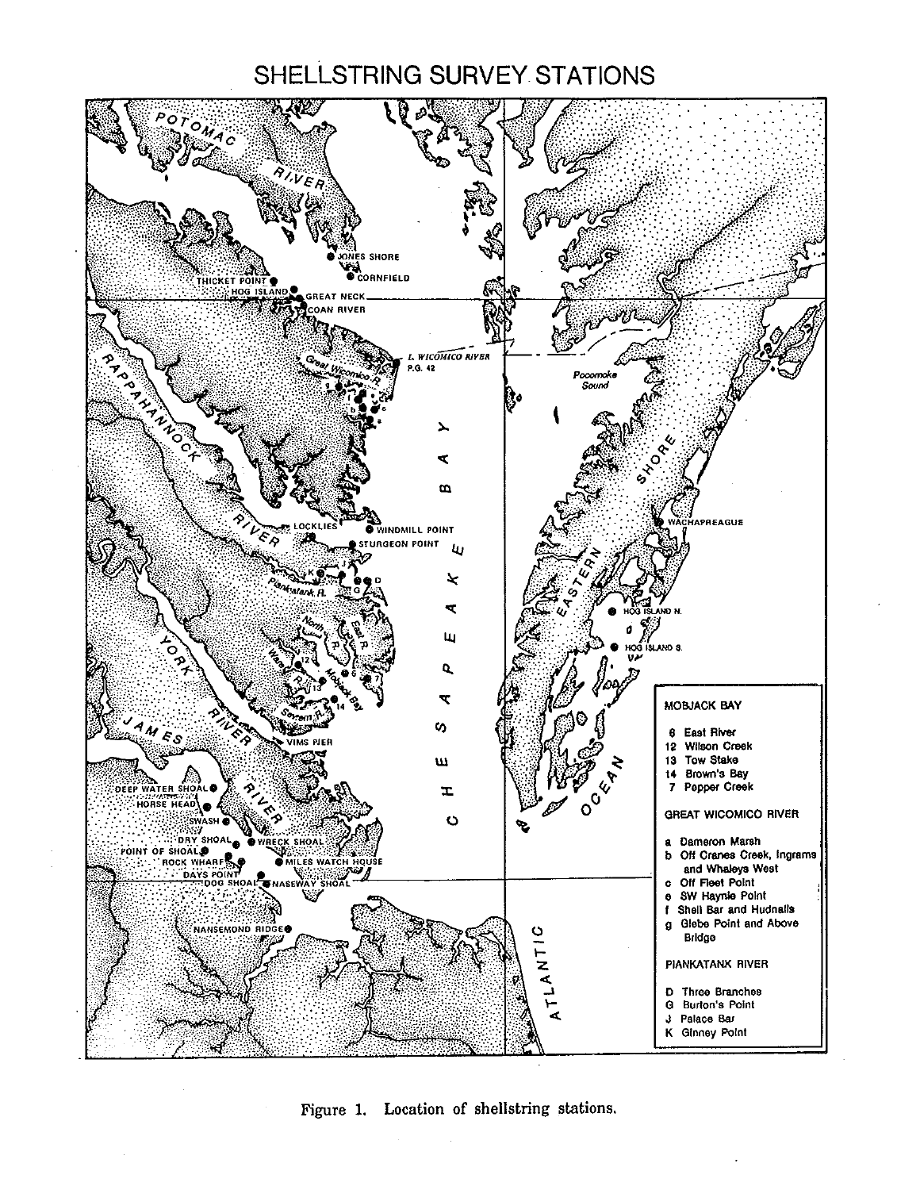# SHELLSTRING SURVEY STATIONS

**MOBJACK BAY**

- 6 East River
- 12 Wilson Creek
- 13 Tow Stake
- 14 Brown's Bay
- 7 Pepper Creek

**GREAT WICOMICO RIVER**

- a Dameron Marsh
- b Off Cranes Creek, Ingrams and Whaleys West
- c Off Fleet Point
- e SW Haynie Point
- f Shell Bar and Hudnalls
- g Glebe Point and Above Bridge

**PIANKATANK RIVER**

- D Three Branches
- G Burton's Point
- J Palace Bar
- K Ginney Point

Figure 1. Location of shellstring stations.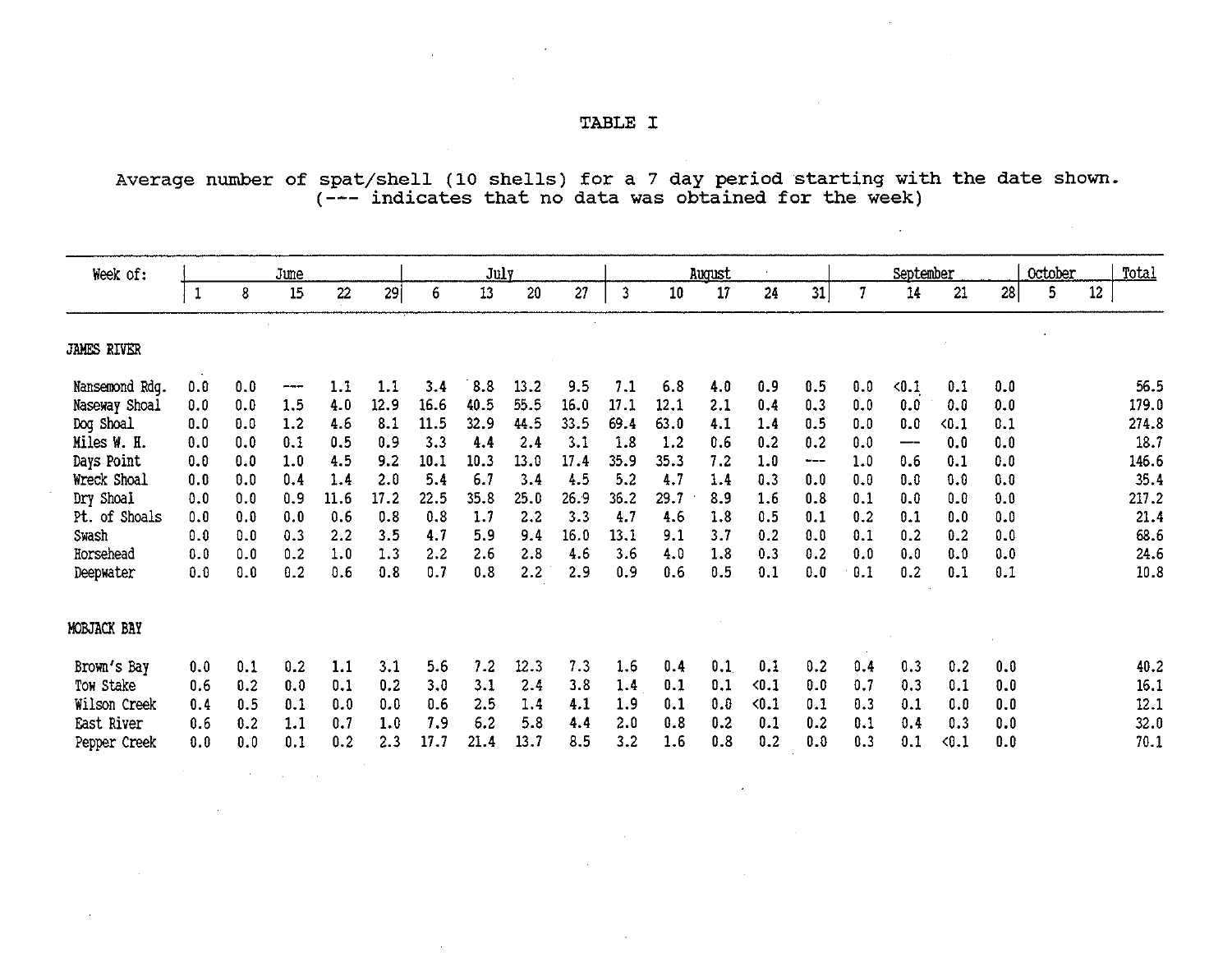# TABLE I

Average number of spat/shell (10 shells) for a 7 day period starting with the date shown. (--- indicates that no data was obtained for the week)

| Week of: | June | | | | | July | | | | August | | | | | September | | | | October | | Total |
|---|---|---|---|---|---|---|---|---|---|---|---|---|---|---|---|---|---|---|---|---|---|
| | 1 | 8 | 15 | 22 | 29 | 6 | 13 | 20 | 27 | 3 | 10 | 17 | 24 | 31 | 7 | 14 | 21 | 28 | 5 | 12 | |
| **JAMES RIVER** | | | | | | | | | | | | | | | | | | | | | |
| Nansemond Rdg. | 0.0 | 0.0 | --- | 1.1 | 1.1 | 3.4 | 8.8 | 13.2 | 9.5 | 7.1 | 6.8 | 4.0 | 0.9 | 0.5 | 0.0 | <0.1 | 0.1 | 0.0 | | | 56.5 |
| Naseway Shoal | 0.0 | 0.0 | 1.5 | 4.0 | 12.9 | 16.6 | 40.5 | 55.5 | 16.0 | 17.1 | 12.1 | 2.1 | 0.4 | 0.3 | 0.0 | 0.0 | 0.0 | 0.0 | | | 179.0 |
| Dog Shoal | 0.0 | 0.0 | 1.2 | 4.6 | 8.1 | 11.5 | 32.9 | 44.5 | 33.5 | 69.4 | 63.0 | 4.1 | 1.4 | 0.5 | 0.0 | 0.0 | <0.1 | 0.1 | | | 274.8 |
| Miles W. H. | 0.0 | 0.0 | 0.1 | 0.5 | 0.9 | 3.3 | 4.4 | 2.4 | 3.1 | 1.8 | 1.2 | 0.6 | 0.2 | 0.2 | 0.0 | --- | 0.0 | 0.0 | | | 18.7 |
| Days Point | 0.0 | 0.0 | 1.0 | 4.5 | 9.2 | 10.1 | 10.3 | 13.0 | 17.4 | 35.9 | 35.3 | 7.2 | 1.0 | --- | 1.0 | 0.6 | 0.1 | 0.0 | | | 146.6 |
| Wreck Shoal | 0.0 | 0.0 | 0.4 | 1.4 | 2.0 | 5.4 | 6.7 | 3.4 | 4.5 | 5.2 | 4.7 | 1.4 | 0.3 | 0.0 | 0.0 | 0.0 | 0.0 | 0.0 | | | 35.4 |
| Dry Shoal | 0.0 | 0.0 | 0.9 | 11.6 | 17.2 | 22.5 | 35.8 | 25.0 | 26.9 | 36.2 | 29.7 | 8.9 | 1.6 | 0.8 | 0.1 | 0.0 | 0.0 | 0.0 | | | 217.2 |
| Pt. of Shoals | 0.0 | 0.0 | 0.0 | 0.6 | 0.8 | 0.8 | 1.7 | 2.2 | 3.3 | 4.7 | 4.6 | 1.8 | 0.5 | 0.1 | 0.2 | 0.1 | 0.0 | 0.0 | | | 21.4 |
| Swash | 0.0 | 0.0 | 0.3 | 2.2 | 3.5 | 4.7 | 5.9 | 9.4 | 16.0 | 13.1 | 9.1 | 3.7 | 0.2 | 0.0 | 0.1 | 0.2 | 0.2 | 0.0 | | | 68.6 |
| Horsehead | 0.0 | 0.0 | 0.2 | 1.0 | 1.3 | 2.2 | 2.6 | 2.8 | 4.6 | 3.6 | 4.0 | 1.8 | 0.3 | 0.2 | 0.0 | 0.0 | 0.0 | 0.0 | | | 24.6 |
| Deepwater | 0.0 | 0.0 | 0.2 | 0.6 | 0.8 | 0.7 | 0.8 | 2.2 | 2.9 | 0.9 | 0.6 | 0.5 | 0.1 | 0.0 | 0.1 | 0.2 | 0.1 | 0.1 | | | 10.8 |
| **MOBJACK BAY** | | | | | | | | | | | | | | | | | | | | | |
| Brown's Bay | 0.0 | 0.1 | 0.2 | 1.1 | 3.1 | 5.6 | 7.2 | 12.3 | 7.3 | 1.6 | 0.4 | 0.1 | 0.1 | 0.2 | 0.4 | 0.3 | 0.2 | 0.0 | | | 40.2 |
| Tow Stake | 0.6 | 0.2 | 0.0 | 0.1 | 0.2 | 3.0 | 3.1 | 2.4 | 3.8 | 1.4 | 0.1 | 0.1 | <0.1 | 0.0 | 0.7 | 0.3 | 0.1 | 0.0 | | | 16.1 |
| Wilson Creek | 0.4 | 0.5 | 0.1 | 0.0 | 0.0 | 0.6 | 2.5 | 1.4 | 4.1 | 1.9 | 0.1 | 0.0 | <0.1 | 0.1 | 0.3 | 0.1 | 0.0 | 0.0 | | | 12.1 |
| East River | 0.6 | 0.2 | 1.1 | 0.7 | 1.0 | 7.9 | 6.2 | 5.8 | 4.4 | 2.0 | 0.8 | 0.2 | 0.1 | 0.2 | 0.1 | 0.4 | 0.3 | 0.0 | | | 32.0 |
| Pepper Creek | 0.0 | 0.0 | 0.1 | 0.2 | 2.3 | 17.7 | 21.4 | 13.7 | 8.5 | 3.2 | 1.6 | 0.8 | 0.2 | 0.0 | 0.3 | 0.1 | <0.1 | 0.0 | | | 70.1 |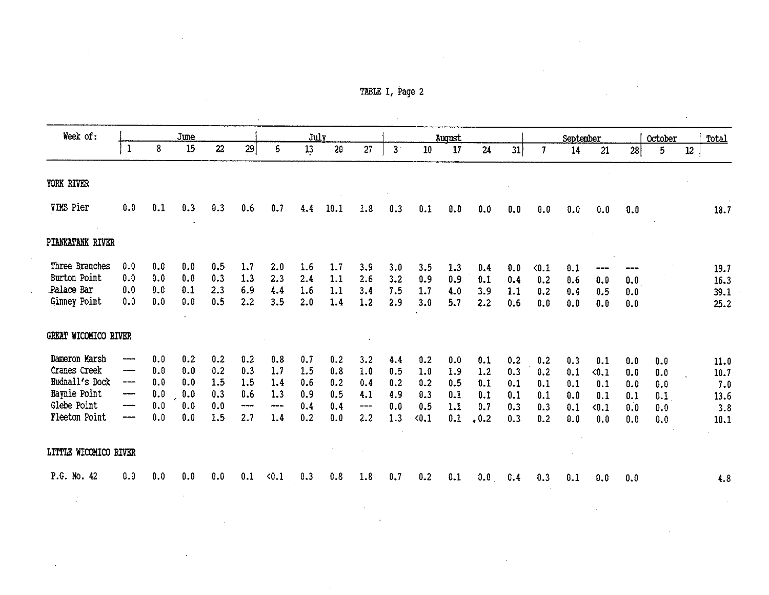TABLE I, Page 2

| Week of: | June | | | | | July | | | | August | | | | | September | | | | October | | Total |
|---|---|---|---|---|---|---|---|---|---|---|---|---|---|---|---|---|---|---|---|---|---|
| | 1 | 8 | 15 | 22 | 29 | 6 | 13 | 20 | 27 | 3 | 10 | 17 | 24 | 31 | 7 | 14 | 21 | 28 | 5 | 12 | |
| **YORK RIVER** | | | | | | | | | | | | | | | | | | | | | |
| VIMS Pier | 0.0 | 0.1 | 0.3 | 0.3 | 0.6 | 0.7 | 4.4 | 10.1 | 1.8 | 0.3 | 0.1 | 0.0 | 0.0 | 0.0 | 0.0 | 0.0 | 0.0 | 0.0 | | | 18.7 |
| **PIANKATANK RIVER** | | | | | | | | | | | | | | | | | | | | | |
| Three Branches | 0.0 | 0.0 | 0.0 | 0.5 | 1.7 | 2.0 | 1.6 | 1.7 | 3.9 | 3.0 | 3.5 | 1.3 | 0.4 | 0.0 | <0.1 | 0.1 | --- | --- | | | 19.7 |
| Burton Point | 0.0 | 0.0 | 0.0 | 0.3 | 1.3 | 2.3 | 2.4 | 1.1 | 2.6 | 3.2 | 0.9 | 0.9 | 0.1 | 0.4 | 0.2 | 0.6 | 0.0 | 0.0 | | | 16.3 |
| Palace Bar | 0.0 | 0.0 | 0.1 | 2.3 | 6.9 | 4.4 | 1.6 | 1.1 | 3.4 | 7.5 | 1.7 | 4.0 | 3.9 | 1.1 | 0.2 | 0.4 | 0.5 | 0.0 | | | 39.1 |
| Ginney Point | 0.0 | 0.0 | 0.0 | 0.5 | 2.2 | 3.5 | 2.0 | 1.4 | 1.2 | 2.9 | 3.0 | 5.7 | 2.2 | 0.6 | 0.0 | 0.0 | 0.0 | 0.0 | | | 25.2 |
| **GREAT WICOMICO RIVER** | | | | | | | | | | | | | | | | | | | | | |
| Dameron Marsh | --- | 0.0 | 0.2 | 0.2 | 0.2 | 0.8 | 0.7 | 0.2 | 3.2 | 4.4 | 0.2 | 0.0 | 0.1 | 0.2 | 0.2 | 0.3 | 0.1 | 0.0 | 0.0 | | 11.0 |
| Cranes Creek | --- | 0.0 | 0.0 | 0.2 | 0.3 | 1.7 | 1.5 | 0.8 | 1.0 | 0.5 | 1.0 | 1.9 | 1.2 | 0.3 | 0.2 | 0.1 | <0.1 | 0.0 | 0.0 | | 10.7 |
| Hudnall's Dock | --- | 0.0 | 0.0 | 1.5 | 1.5 | 1.4 | 0.6 | 0.2 | 0.4 | 0.2 | 0.2 | 0.5 | 0.1 | 0.1 | 0.1 | 0.1 | 0.1 | 0.0 | 0.0 | | 7.0 |
| Haynie Point | --- | 0.0 | 0.0 | 0.3 | 0.6 | 1.3 | 0.9 | 0.5 | 4.1 | 4.9 | 0.3 | 0.1 | 0.1 | 0.1 | 0.1 | 0.0 | 0.1 | 0.1 | 0.1 | | 13.6 |
| Glebe Point | --- | 0.0 | 0.0 | 0.0 | --- | --- | 0.4 | 0.4 | --- | 0.0 | 0.5 | 1.1 | 0.7 | 0.3 | 0.3 | 0.1 | <0.1 | 0.0 | 0.0 | | 3.8 |
| Fleeton Point | --- | 0.0 | 0.0 | 1.5 | 2.7 | 1.4 | 0.2 | 0.0 | 2.2 | 1.3 | <0.1 | 0.1 | 0.2 | 0.3 | 0.2 | 0.0 | 0.0 | 0.0 | 0.0 | | 10.1 |
| **LITTLE WICOMICO RIVER** | | | | | | | | | | | | | | | | | | | | | |
| P.G. No. 42 | 0.0 | 0.0 | 0.0 | 0.0 | 0.1 | <0.1 | 0.3 | 0.8 | 1.8 | 0.7 | 0.2 | 0.1 | 0.0 | 0.4 | 0.3 | 0.1 | 0.0 | 0.0 | | | 4.8 |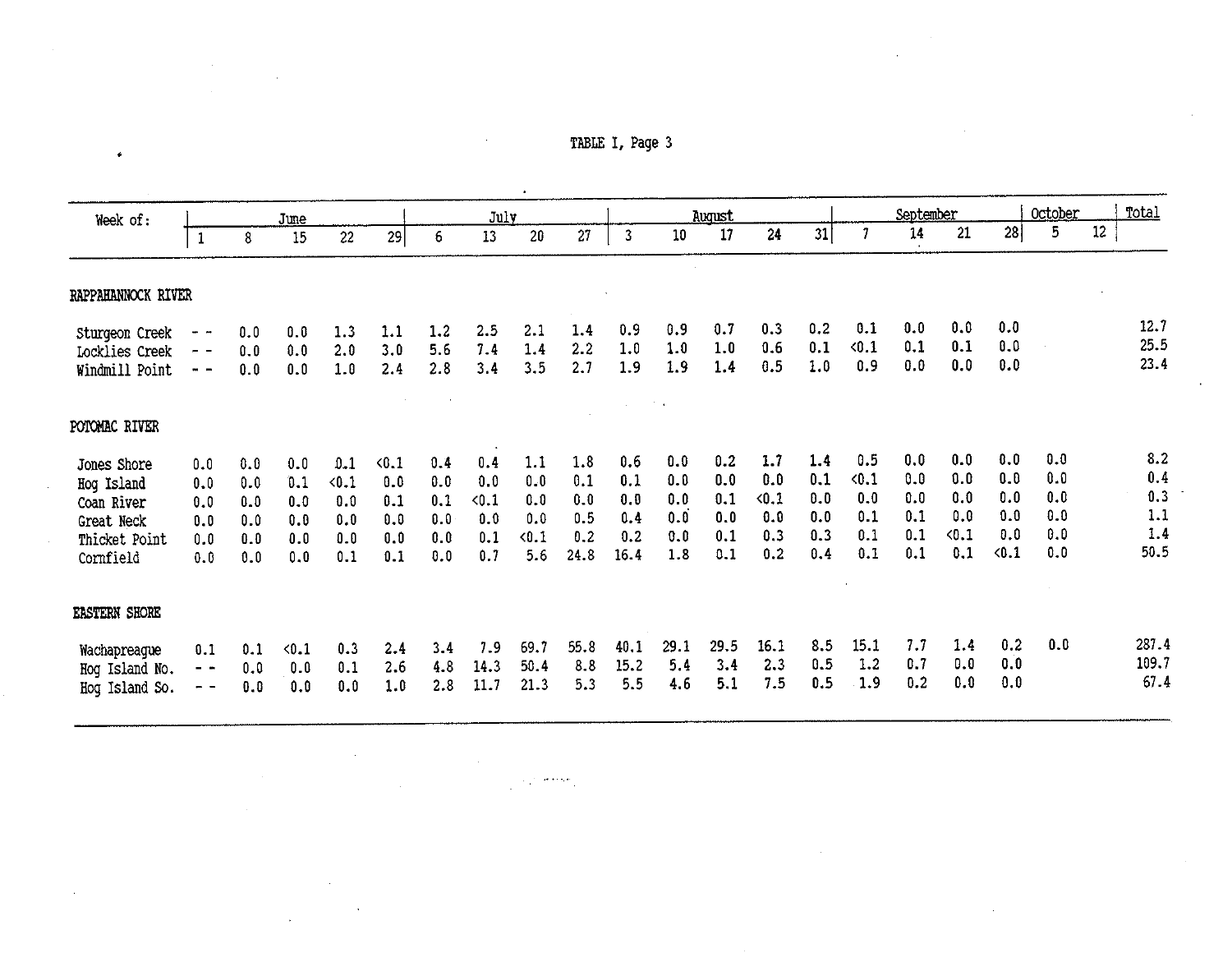TABLE I, Page 3

| Week of: | June | | | | | July | | | | August | | | | | September | | | | October | | Total |
|---|---|---|---|---|---|---|---|---|---|---|---|---|---|---|---|---|---|---|---|---|---|
| | 1 | 8 | 15 | 22 | 29 | 6 | 13 | 20 | 27 | 3 | 10 | 17 | 24 | 31 | 7 | 14 | 21 | 28 | 5 | 12 | |
| **RAPPAHANNOCK RIVER** | | | | | | | | | | | | | | | | | | | | | |
| Sturgeon Creek | - - | 0.0 | 0.0 | 1.3 | 1.1 | 1.2 | 2.5 | 2.1 | 1.4 | 0.9 | 0.9 | 0.7 | 0.3 | 0.2 | 0.1 | 0.0 | 0.0 | 0.0 | | | 12.7 |
| Locklies Creek | - - | 0.0 | 0.0 | 2.0 | 3.0 | 5.6 | 7.4 | 1.4 | 2.2 | 1.0 | 1.0 | 1.0 | 0.6 | 0.1 | <0.1 | 0.1 | 0.1 | 0.0 | | | 25.5 |
| Windmill Point | - - | 0.0 | 0.0 | 1.0 | 2.4 | 2.8 | 3.4 | 3.5 | 2.7 | 1.9 | 1.9 | 1.4 | 0.5 | 1.0 | 0.9 | 0.0 | 0.0 | 0.0 | | | 23.4 |
| **POTOMAC RIVER** | | | | | | | | | | | | | | | | | | | | | |
| Jones Shore | 0.0 | 0.0 | 0.0 | 0.1 | <0.1 | 0.4 | 0.4 | 1.1 | 1.8 | 0.6 | 0.0 | 0.2 | 1.7 | 1.4 | 0.5 | 0.0 | 0.0 | 0.0 | 0.0 | | 8.2 |
| Hog Island | 0.0 | 0.0 | 0.1 | <0.1 | 0.0 | 0.0 | 0.0 | 0.0 | 0.1 | 0.1 | 0.0 | 0.0 | 0.0 | 0.1 | <0.1 | 0.0 | 0.0 | 0.0 | 0.0 | | 0.4 |
| Coan River | 0.0 | 0.0 | 0.0 | 0.0 | 0.1 | 0.1 | <0.1 | 0.0 | 0.0 | 0.0 | 0.0 | 0.1 | <0.1 | 0.0 | 0.0 | 0.0 | 0.0 | 0.0 | 0.0 | | 0.3 |
| Great Neck | 0.0 | 0.0 | 0.0 | 0.0 | 0.0 | 0.0 | 0.0 | 0.0 | 0.5 | 0.4 | 0.0 | 0.0 | 0.0 | 0.0 | 0.1 | 0.1 | 0.0 | 0.0 | 0.0 | | 1.1 |
| Thicket Point | 0.0 | 0.0 | 0.0 | 0.0 | 0.0 | 0.0 | 0.1 | <0.1 | 0.2 | 0.2 | 0.0 | 0.1 | 0.3 | 0.3 | 0.1 | 0.1 | <0.1 | 0.0 | 0.0 | | 1.4 |
| Cornfield | 0.0 | 0.0 | 0.0 | 0.1 | 0.1 | 0.0 | 0.7 | 5.6 | 24.8 | 16.4 | 1.8 | 0.1 | 0.2 | 0.4 | 0.1 | 0.1 | 0.1 | <0.1 | 0.0 | | 50.5 |
| **EASTERN SHORE** | | | | | | | | | | | | | | | | | | | | | |
| Wachapreague | 0.1 | 0.1 | <0.1 | 0.3 | 2.4 | 3.4 | 7.9 | 69.7 | 55.8 | 40.1 | 29.1 | 29.5 | 16.1 | 8.5 | 15.1 | 7.7 | 1.4 | 0.2 | 0.0 | | 287.4 |
| Hog Island No. | - - | 0.0 | 0.0 | 0.1 | 2.6 | 4.8 | 14.3 | 50.4 | 8.8 | 15.2 | 5.4 | 3.4 | 2.3 | 0.5 | 1.2 | 0.7 | 0.0 | 0.0 | | | 109.7 |
| Hog Island So. | - - | 0.0 | 0.0 | 0.0 | 1.0 | 2.8 | 11.7 | 21.3 | 5.3 | 5.5 | 4.6 | 5.1 | 7.5 | 0.5 | 1.9 | 0.2 | 0.0 | 0.0 | | | 67.4 |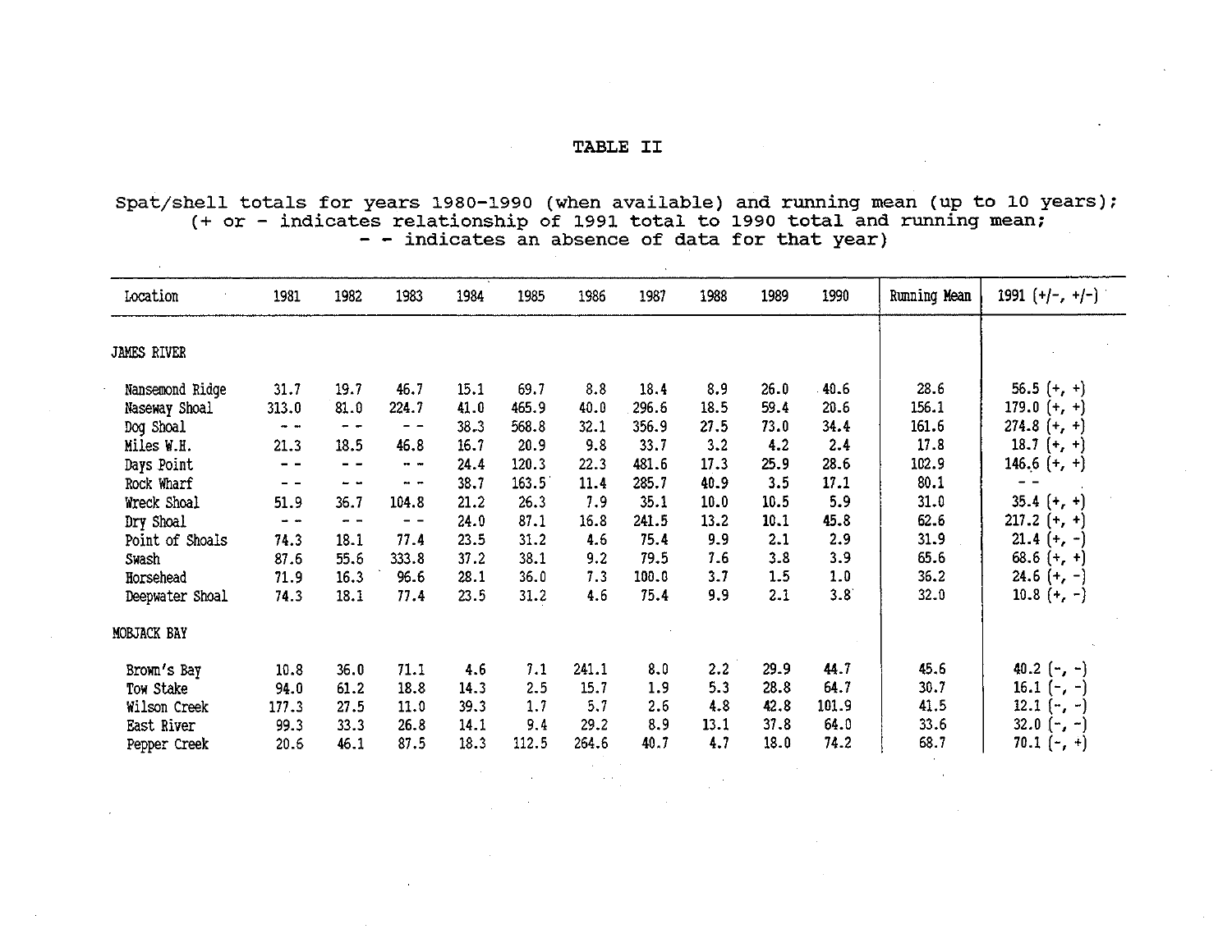# TABLE II

Spat/shell totals for years 1980-1990 (when available) and running mean (up to 10 years); (+ or - indicates relationship of 1991 total to 1990 total and running mean; - - indicates an absence of data for that year)

| Location | 1981 | 1982 | 1983 | 1984 | 1985 | 1986 | 1987 | 1988 | 1989 | 1990 | Running Mean | 1991 (+/-, +/-) |
|---|---|---|---|---|---|---|---|---|---|---|---|---|
| JAMES RIVER | | | | | | | | | | | | |
| Nansemond Ridge | 31.7 | 19.7 | 46.7 | 15.1 | 69.7 | 8.8 | 18.4 | 8.9 | 26.0 | 40.6 | 28.6 | 56.5 (+, +) |
| Naseway Shoal | 313.0 | 81.0 | 224.7 | 41.0 | 465.9 | 40.0 | 296.6 | 18.5 | 59.4 | 20.6 | 156.1 | 179.0 (+, +) |
| Dog Shoal | - - | - - | - - | 38.3 | 568.8 | 32.1 | 356.9 | 27.5 | 73.0 | 34.4 | 161.6 | 274.8 (+, +) |
| Miles W.H. | 21.3 | 18.5 | 46.8 | 16.7 | 20.9 | 9.8 | 33.7 | 3.2 | 4.2 | 2.4 | 17.8 | 18.7 (+, +) |
| Days Point | - - | - - | - - | 24.4 | 120.3 | 22.3 | 481.6 | 17.3 | 25.9 | 28.6 | 102.9 | 146.6 (+, +) |
| Rock Wharf | - - | - - | - - | 38.7 | 163.5 | 11.4 | 285.7 | 40.9 | 3.5 | 17.1 | 80.1 | - - |
| Wreck Shoal | 51.9 | 36.7 | 104.8 | 21.2 | 26.3 | 7.9 | 35.1 | 10.0 | 10.5 | 5.9 | 31.0 | 35.4 (+, +) |
| Dry Shoal | - - | - - | - - | 24.0 | 87.1 | 16.8 | 241.5 | 13.2 | 10.1 | 45.8 | 62.6 | 217.2 (+, +) |
| Point of Shoals | 74.3 | 18.1 | 77.4 | 23.5 | 31.2 | 4.6 | 75.4 | 9.9 | 2.1 | 2.9 | 31.9 | 21.4 (+, -) |
| Swash | 87.6 | 55.6 | 333.8 | 37.2 | 38.1 | 9.2 | 79.5 | 7.6 | 3.8 | 3.9 | 65.6 | 68.6 (+, +) |
| Horsehead | 71.9 | 16.3 | 96.6 | 28.1 | 36.0 | 7.3 | 100.0 | 3.7 | 1.5 | 1.0 | 36.2 | 24.6 (+, -) |
| Deepwater Shoal | 74.3 | 18.1 | 77.4 | 23.5 | 31.2 | 4.6 | 75.4 | 9.9 | 2.1 | 3.8 | 32.0 | 10.8 (+, -) |
| MOBJACK BAY | | | | | | | | | | | | |
| Brown's Bay | 10.8 | 36.0 | 71.1 | 4.6 | 7.1 | 241.1 | 8.0 | 2.2 | 29.9 | 44.7 | 45.6 | 40.2 (-, -) |
| Tow Stake | 94.0 | 61.2 | 18.8 | 14.3 | 2.5 | 15.7 | 1.9 | 5.3 | 28.8 | 64.7 | 30.7 | 16.1 (-, -) |
| Wilson Creek | 177.3 | 27.5 | 11.0 | 39.3 | 1.7 | 5.7 | 2.6 | 4.8 | 42.8 | 101.9 | 41.5 | 12.1 (-, -) |
| East River | 99.3 | 33.3 | 26.8 | 14.1 | 9.4 | 29.2 | 8.9 | 13.1 | 37.8 | 64.0 | 33.6 | 32.0 (-, -) |
| Pepper Creek | 20.6 | 46.1 | 87.5 | 18.3 | 112.5 | 264.6 | 40.7 | 4.7 | 18.0 | 74.2 | 68.7 | 70.1 (-, +) |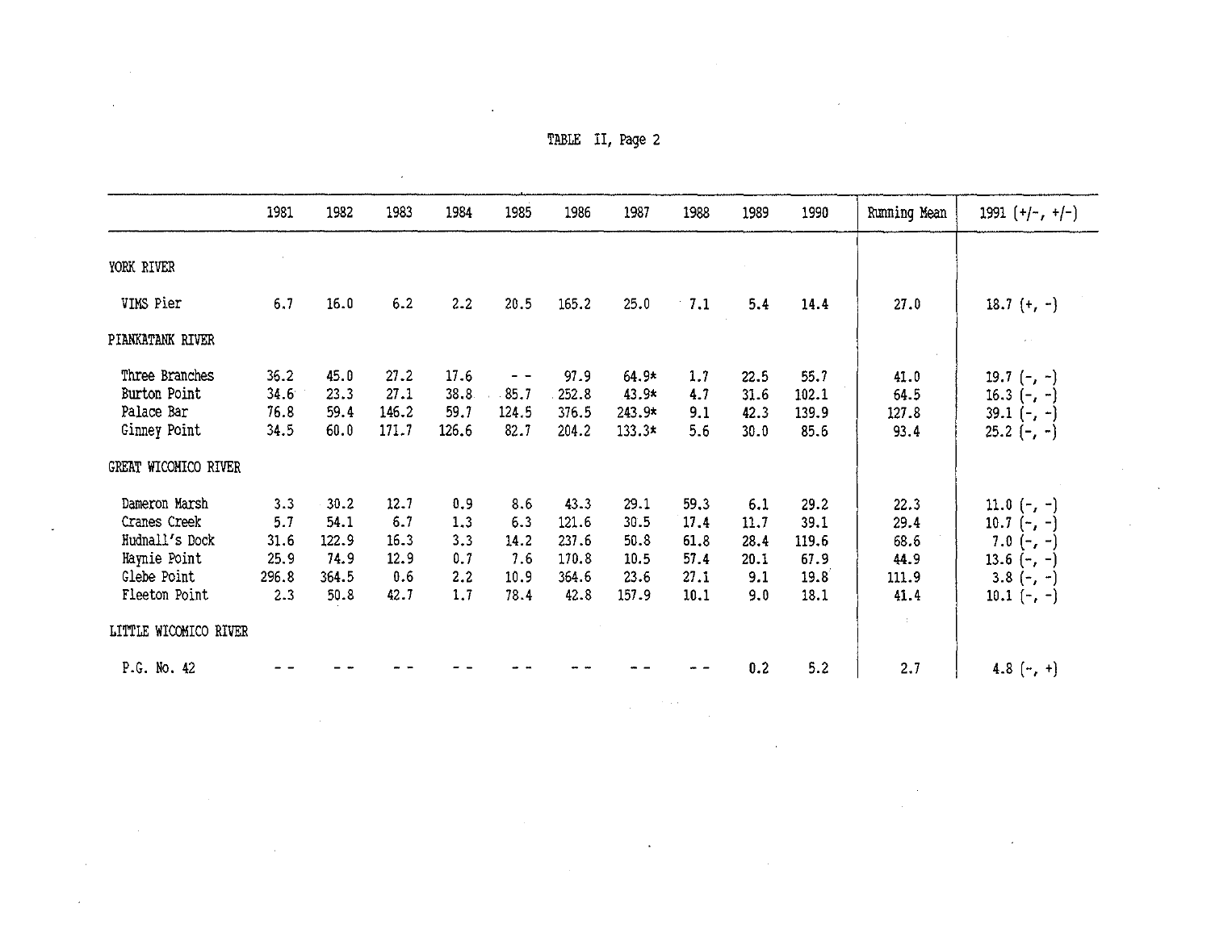TABLE II, Page 2

| | 1981 | 1982 | 1983 | 1984 | 1985 | 1986 | 1987 | 1988 | 1989 | 1990 | Running Mean | 1991 (+/-, +/-) |
|---|---|---|---|---|---|---|---|---|---|---|---|---|
| YORK RIVER | | | | | | | | | | | | |
| VIMS Pier | 6.7 | 16.0 | 6.2 | 2.2 | 20.5 | 165.2 | 25.0 | 7.1 | 5.4 | 14.4 | 27.0 | 18.7 (+, -) |
| PIANKATANK RIVER | | | | | | | | | | | | |
| Three Branches | 36.2 | 45.0 | 27.2 | 17.6 | - - | 97.9 | 64.9* | 1.7 | 22.5 | 55.7 | 41.0 | 19.7 (-, -) |
| Burton Point | 34.6 | 23.3 | 27.1 | 38.8 | 85.7 | 252.8 | 43.9* | 4.7 | 31.6 | 102.1 | 64.5 | 16.3 (-, -) |
| Palace Bar | 76.8 | 59.4 | 146.2 | 59.7 | 124.5 | 376.5 | 243.9* | 9.1 | 42.3 | 139.9 | 127.8 | 39.1 (-, -) |
| Ginney Point | 34.5 | 60.0 | 171.7 | 126.6 | 82.7 | 204.2 | 133.3* | 5.6 | 30.0 | 85.6 | 93.4 | 25.2 (-, -) |
| GREAT WICOMICO RIVER | | | | | | | | | | | | |
| Dameron Marsh | 3.3 | 30.2 | 12.7 | 0.9 | 8.6 | 43.3 | 29.1 | 59.3 | 6.1 | 29.2 | 22.3 | 11.0 (-, -) |
| Cranes Creek | 5.7 | 54.1 | 6.7 | 1.3 | 6.3 | 121.6 | 30.5 | 17.4 | 11.7 | 39.1 | 29.4 | 10.7 (-, -) |
| Hudnall's Dock | 31.6 | 122.9 | 16.3 | 3.3 | 14.2 | 237.6 | 50.8 | 61.8 | 28.4 | 119.6 | 68.6 | 7.0 (-, -) |
| Haynie Point | 25.9 | 74.9 | 12.9 | 0.7 | 7.6 | 170.8 | 10.5 | 57.4 | 20.1 | 67.9 | 44.9 | 13.6 (-, -) |
| Glebe Point | 296.8 | 364.5 | 0.6 | 2.2 | 10.9 | 364.6 | 23.6 | 27.1 | 9.1 | 19.8 | 111.9 | 3.8 (-, -) |
| Fleeton Point | 2.3 | 50.8 | 42.7 | 1.7 | 78.4 | 42.8 | 157.9 | 10.1 | 9.0 | 18.1 | 41.4 | 10.1 (-, -) |
| LITTLE WICOMICO RIVER | | | | | | | | | | | | |
| P.G. No. 42 | - - | - - | - - | - - | - - | - - | - - | - - | 0.2 | 5.2 | 2.7 | 4.8 (-, +) |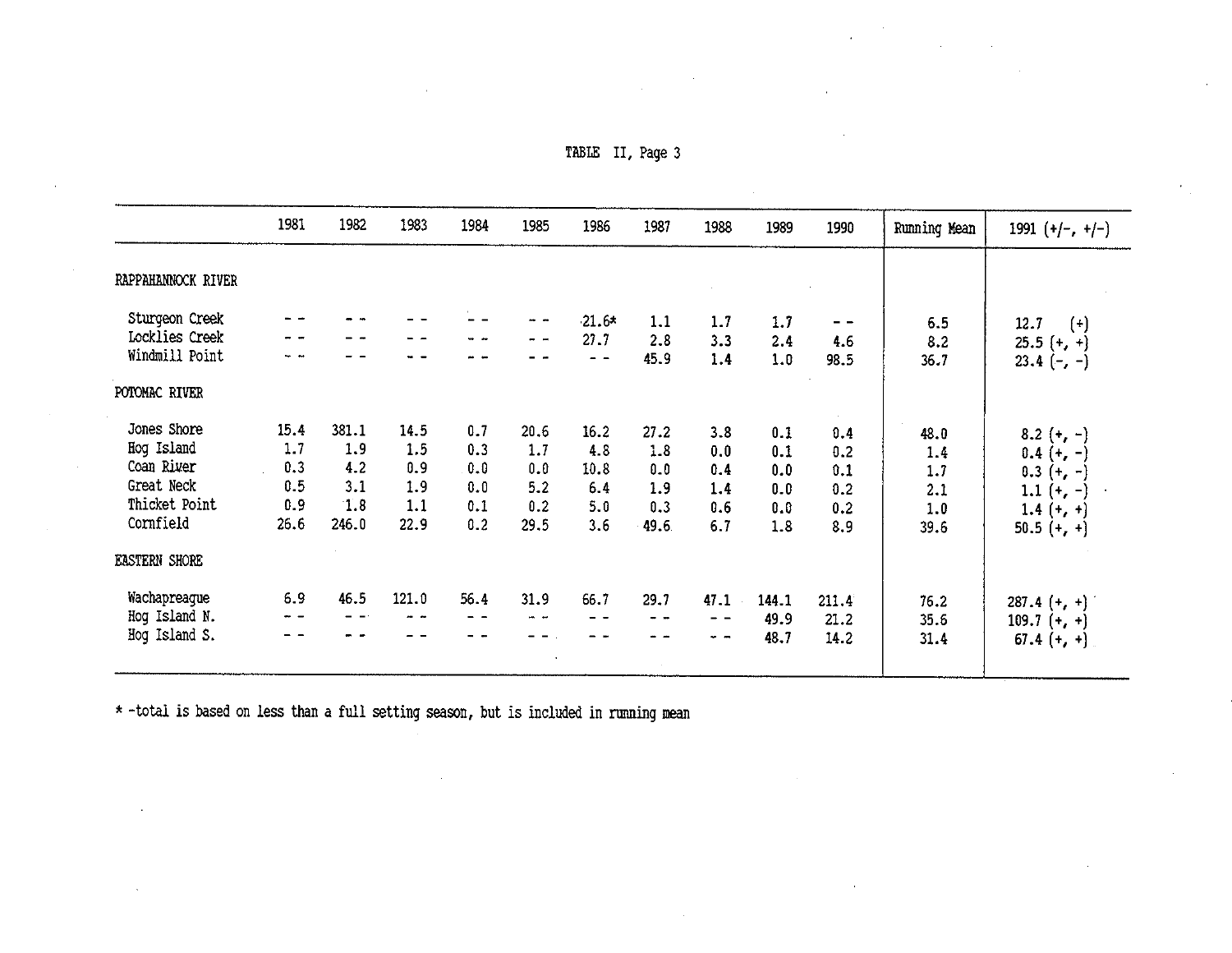TABLE II, Page 3

| | 1981 | 1982 | 1983 | 1984 | 1985 | 1986 | 1987 | 1988 | 1989 | 1990 | Running Mean | 1991 (+/-, +/-) |
|---|---|---|---|---|---|---|---|---|---|---|---|---|
| RAPPAHANNOCK RIVER | | | | | | | | | | | | |
| Sturgeon Creek | - - | - - | - - | - - | - - | 21.6* | 1.1 | 1.7 | 1.7 | - - | 6.5 | 12.7 (+) |
| Locklies Creek | - - | - - | - - | - - | - - | 27.7 | 2.8 | 3.3 | 2.4 | 4.6 | 8.2 | 25.5 (+, +) |
| Windmill Point | - - | - - | - - | - - | - - | - - | 45.9 | 1.4 | 1.0 | 98.5 | 36.7 | 23.4 (-, -) |
| POTOMAC RIVER | | | | | | | | | | | | |
| Jones Shore | 15.4 | 381.1 | 14.5 | 0.7 | 20.6 | 16.2 | 27.2 | 3.8 | 0.1 | 0.4 | 48.0 | 8.2 (+, -) |
| Hog Island | 1.7 | 1.9 | 1.5 | 0.3 | 1.7 | 4.8 | 1.8 | 0.0 | 0.1 | 0.2 | 1.4 | 0.4 (+, -) |
| Coan River | 0.3 | 4.2 | 0.9 | 0.0 | 0.0 | 10.8 | 0.0 | 0.4 | 0.0 | 0.1 | 1.7 | 0.3 (+, -) |
| Great Neck | 0.5 | 3.1 | 1.9 | 0.0 | 5.2 | 6.4 | 1.9 | 1.4 | 0.0 | 0.2 | 2.1 | 1.1 (+, -) |
| Thicket Point | 0.9 | 1.8 | 1.1 | 0.1 | 0.2 | 5.0 | 0.3 | 0.6 | 0.0 | 0.2 | 1.0 | 1.4 (+, +) |
| Cornfield | 26.6 | 246.0 | 22.9 | 0.2 | 29.5 | 3.6 | 49.6 | 6.7 | 1.8 | 8.9 | 39.6 | 50.5 (+, +) |
| EASTERN SHORE | | | | | | | | | | | | |
| Wachapreague | 6.9 | 46.5 | 121.0 | 56.4 | 31.9 | 66.7 | 29.7 | 47.1 | 144.1 | 211.4 | 76.2 | 287.4 (+, +) |
| Hog Island N. | - - | - - | - - | - - | - - | - - | - - | - - | 49.9 | 21.2 | 35.6 | 109.7 (+, +) |
| Hog Island S. | - - | - - | - - | - - | - - | - - | - - | - - | 48.7 | 14.2 | 31.4 | 67.4 (+, +) |

* -total is based on less than a full setting season, but is included in running mean